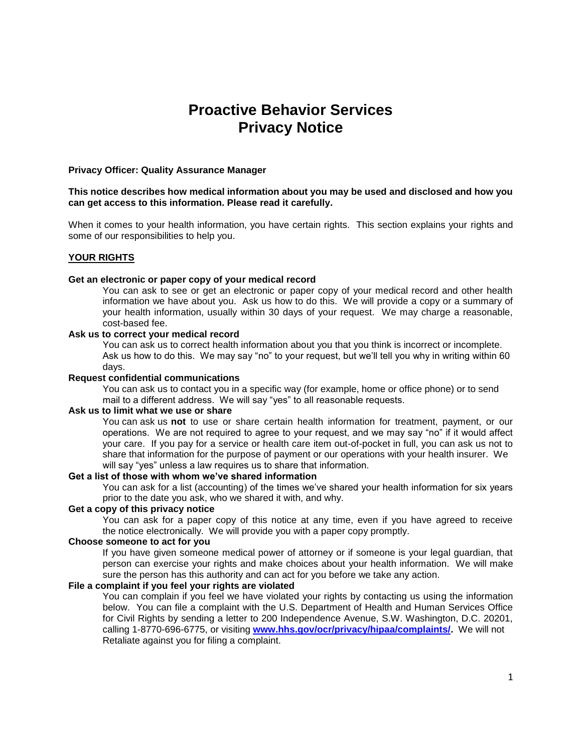# Proactive Behavior Services
# Privacy Notice

**Privacy Officer: Quality Assurance Manager**

**This notice describes how medical information about you may be used and disclosed and how you can get access to this information. Please read it carefully.**

When it comes to your health information, you have certain rights. This section explains your rights and some of our responsibilities to help you.

## YOUR RIGHTS

**Get an electronic or paper copy of your medical record**

You can ask to see or get an electronic or paper copy of your medical record and other health information we have about you. Ask us how to do this. We will provide a copy or a summary of your health information, usually within 30 days of your request. We may charge a reasonable, cost-based fee.

**Ask us to correct your medical record**

You can ask us to correct health information about you that you think is incorrect or incomplete. Ask us how to do this. We may say "no" to your request, but we'll tell you why in writing within 60 days.

**Request confidential communications**

You can ask us to contact you in a specific way (for example, home or office phone) or to send mail to a different address. We will say "yes" to all reasonable requests.

**Ask us to limit what we use or share**

You can ask us **not** to use or share certain health information for treatment, payment, or our operations. We are not required to agree to your request, and we may say "no" if it would affect your care. If you pay for a service or health care item out-of-pocket in full, you can ask us not to share that information for the purpose of payment or our operations with your health insurer. We will say "yes" unless a law requires us to share that information.

**Get a list of those with whom we've shared information**

You can ask for a list (accounting) of the times we've shared your health information for six years prior to the date you ask, who we shared it with, and why.

**Get a copy of this privacy notice**

You can ask for a paper copy of this notice at any time, even if you have agreed to receive the notice electronically. We will provide you with a paper copy promptly.

**Choose someone to act for you**

If you have given someone medical power of attorney or if someone is your legal guardian, that person can exercise your rights and make choices about your health information. We will make sure the person has this authority and can act for you before we take any action.

**File a complaint if you feel your rights are violated**

You can complain if you feel we have violated your rights by contacting us using the information below. You can file a complaint with the U.S. Department of Health and Human Services Office for Civil Rights by sending a letter to 200 Independence Avenue, S.W. Washington, D.C. 20201, calling 1-8770-696-6775, or visiting **www.hhs.gov/ocr/privacy/hipaa/complaints/.** We will not Retaliate against you for filing a complaint.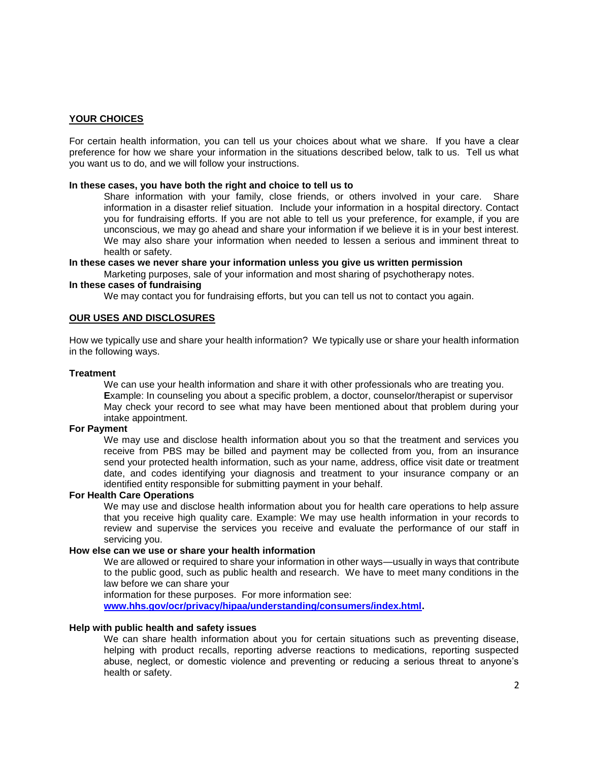## YOUR CHOICES

For certain health information, you can tell us your choices about what we share. If you have a clear preference for how we share your information in the situations described below, talk to us. Tell us what you want us to do, and we will follow your instructions.

**In these cases, you have both the right and choice to tell us to**

Share information with your family, close friends, or others involved in your care. Share information in a disaster relief situation. Include your information in a hospital directory. Contact you for fundraising efforts. If you are not able to tell us your preference, for example, if you are unconscious, we may go ahead and share your information if we believe it is in your best interest. We may also share your information when needed to lessen a serious and imminent threat to health or safety.

**In these cases we never share your information unless you give us written permission**

Marketing purposes, sale of your information and most sharing of psychotherapy notes.

**In these cases of fundraising**

We may contact you for fundraising efforts, but you can tell us not to contact you again.

## OUR USES AND DISCLOSURES

How we typically use and share your health information? We typically use or share your health information in the following ways.

**Treatment**

We can use your health information and share it with other professionals who are treating you. **E**xample: In counseling you about a specific problem, a doctor, counselor/therapist or supervisor May check your record to see what may have been mentioned about that problem during your intake appointment.

**For Payment**

We may use and disclose health information about you so that the treatment and services you receive from PBS may be billed and payment may be collected from you, from an insurance send your protected health information, such as your name, address, office visit date or treatment date, and codes identifying your diagnosis and treatment to your insurance company or an identified entity responsible for submitting payment in your behalf.

**For Health Care Operations**

We may use and disclose health information about you for health care operations to help assure that you receive high quality care. Example: We may use health information in your records to review and supervise the services you receive and evaluate the performance of our staff in servicing you.

**How else can we use or share your health information**

We are allowed or required to share your information in other ways—usually in ways that contribute to the public good, such as public health and research. We have to meet many conditions in the law before we can share your information for these purposes. For more information see: **[www.hhs.gov/ocr/privacy/hipaa/understanding/consumers/index.html](www.hhs.gov/ocr/privacy/hipaa/understanding/consumers/index.html).**

**Help with public health and safety issues**

We can share health information about you for certain situations such as preventing disease, helping with product recalls, reporting adverse reactions to medications, reporting suspected abuse, neglect, or domestic violence and preventing or reducing a serious threat to anyone's health or safety.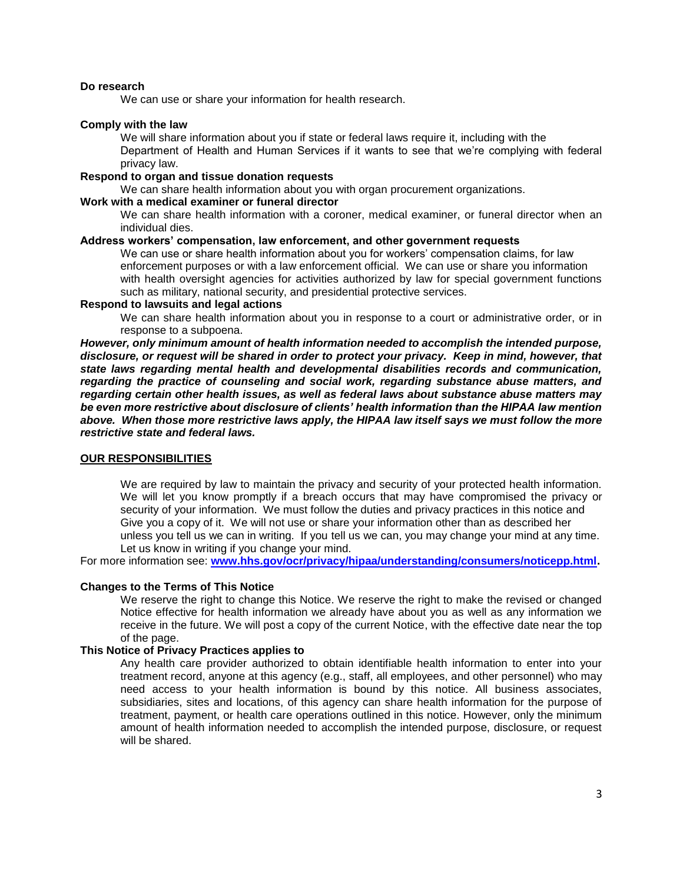**Do research**

We can use or share your information for health research.

**Comply with the law**

We will share information about you if state or federal laws require it, including with the Department of Health and Human Services if it wants to see that we're complying with federal privacy law.

**Respond to organ and tissue donation requests**

We can share health information about you with organ procurement organizations.

**Work with a medical examiner or funeral director**

We can share health information with a coroner, medical examiner, or funeral director when an individual dies.

**Address workers' compensation, law enforcement, and other government requests**

We can use or share health information about you for workers' compensation claims, for law enforcement purposes or with a law enforcement official. We can use or share you information with health oversight agencies for activities authorized by law for special government functions such as military, national security, and presidential protective services.

**Respond to lawsuits and legal actions**

We can share health information about you in response to a court or administrative order, or in response to a subpoena.

***However, only minimum amount of health information needed to accomplish the intended purpose, disclosure, or request will be shared in order to protect your privacy. Keep in mind, however, that state laws regarding mental health and developmental disabilities records and communication, regarding the practice of counseling and social work, regarding substance abuse matters, and regarding certain other health issues, as well as federal laws about substance abuse matters may be even more restrictive about disclosure of clients' health information than the HIPAA law mention above. When those more restrictive laws apply, the HIPAA law itself says we must follow the more restrictive state and federal laws.***

## OUR RESPONSIBILITIES

We are required by law to maintain the privacy and security of your protected health information. We will let you know promptly if a breach occurs that may have compromised the privacy or security of your information. We must follow the duties and privacy practices in this notice and Give you a copy of it. We will not use or share your information other than as described her unless you tell us we can in writing. If you tell us we can, you may change your mind at any time. Let us know in writing if you change your mind.

For more information see: **[www.hhs.gov/ocr/privacy/hipaa/understanding/consumers/noticepp.html](http://www.hhs.gov/ocr/privacy/hipaa/understanding/consumers/noticepp.html).**

**Changes to the Terms of This Notice**

We reserve the right to change this Notice. We reserve the right to make the revised or changed Notice effective for health information we already have about you as well as any information we receive in the future. We will post a copy of the current Notice, with the effective date near the top of the page.

**This Notice of Privacy Practices applies to**

Any health care provider authorized to obtain identifiable health information to enter into your treatment record, anyone at this agency (e.g., staff, all employees, and other personnel) who may need access to your health information is bound by this notice. All business associates, subsidiaries, sites and locations, of this agency can share health information for the purpose of treatment, payment, or health care operations outlined in this notice. However, only the minimum amount of health information needed to accomplish the intended purpose, disclosure, or request will be shared.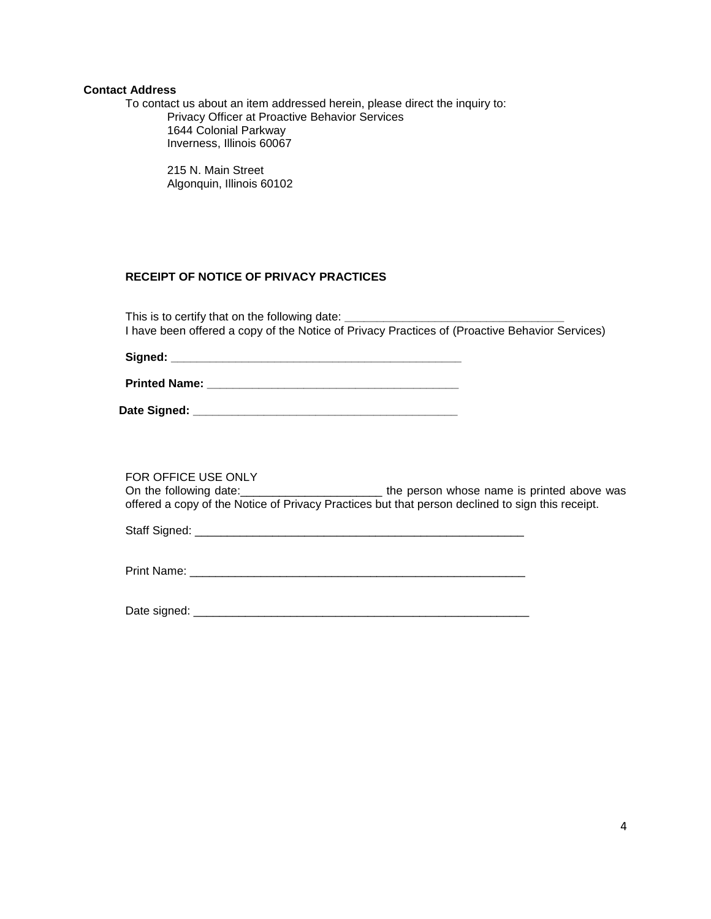**Contact Address**

To contact us about an item addressed herein, please direct the inquiry to:

Privacy Officer at Proactive Behavior Services
1644 Colonial Parkway
Inverness, Illinois 60067

215 N. Main Street
Algonquin, Illinois 60102

**RECEIPT OF NOTICE OF PRIVACY PRACTICES**

This is to certify that on the following date: ___________________________________
I have been offered a copy of the Notice of Privacy Practices of (Proactive Behavior Services)

**Signed: _______________________________________________**

**Printed Name: ________________________________________**

**Date Signed: __________________________________________**

FOR OFFICE USE ONLY
On the following date:_____________________ the person whose name is printed above was offered a copy of the Notice of Privacy Practices but that person declined to sign this receipt.

Staff Signed: _____________________________________________________

Print Name: ______________________________________________________

Date signed: ______________________________________________________